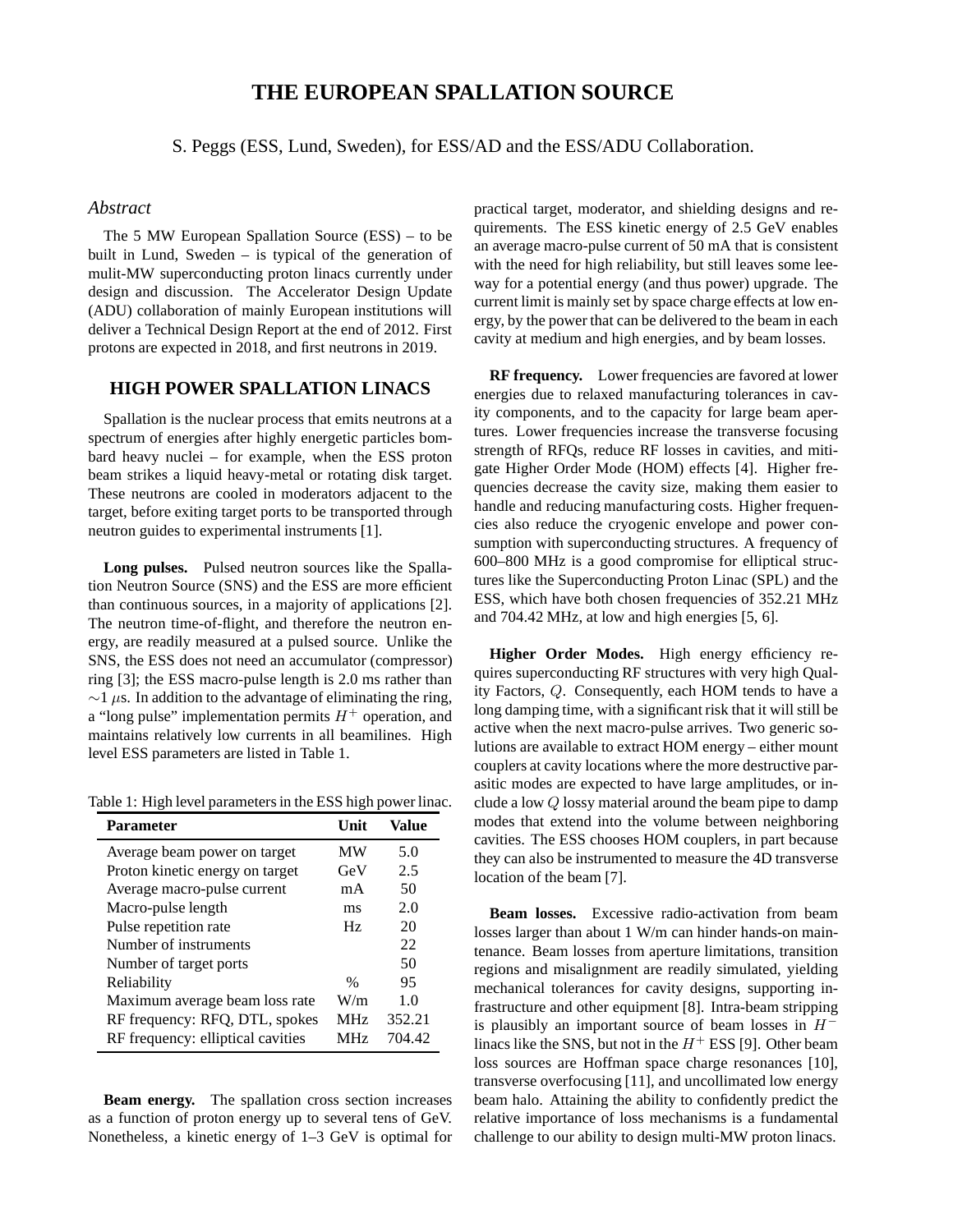# THE EUROPEAN SPALLATION SOURCE

S. Peggs (ESS, Lund, Sweden), for ESS/AD and the ESS/ADU Collaboration.

## *Abstract*

The 5 MW European Spallation Source (ESS) – to be built in Lund, Sweden – is typical of the generation of mulit-MW superconducting proton linacs currently under design and discussion. The Accelerator Design Update (ADU) collaboration of mainly European institutions will deliver a Technical Design Report at the end of 2012. First protons are expected in 2018, and first neutrons in 2019.

## HIGH POWER SPALLATION LINACS

Spallation is the nuclear process that emits neutrons at a spectrum of energies after highly energetic particles bombard heavy nuclei – for example, when the ESS proton beam strikes a liquid heavy-metal or rotating disk target. These neutrons are cooled in moderators adjacent to the target, before exiting target ports to be transported through neutron guides to experimental instruments [1].

**Long pulses.** Pulsed neutron sources like the Spallation Neutron Source (SNS) and the ESS are more efficient than continuous sources, in a majority of applications [2]. The neutron time-of-flight, and therefore the neutron energy, are readily measured at a pulsed source. Unlike the SNS, the ESS does not need an accumulator (compressor) ring [3]; the ESS macro-pulse length is 2.0 ms rather than $\sim$1 $\mu$s. In addition to the advantage of eliminating the ring, a "long pulse" implementation permits $H^+$ operation, and maintains relatively low currents in all beamilines. High level ESS parameters are listed in Table 1.

Table 1: High level parameters in the ESS high power linac.

| Parameter | Unit | Value |
|---|---|---|
| Average beam power on target | MW | 5.0 |
| Proton kinetic energy on target | GeV | 2.5 |
| Average macro-pulse current | mA | 50 |
| Macro-pulse length | ms | 2.0 |
| Pulse repetition rate | Hz | 20 |
| Number of instruments | | 22 |
| Number of target ports | | 50 |
| Reliability | % | 95 |
| Maximum average beam loss rate | W/m | 1.0 |
| RF frequency: RFQ, DTL, spokes | MHz | 352.21 |
| RF frequency: elliptical cavities | MHz | 704.42 |

**Beam energy.** The spallation cross section increases as a function of proton energy up to several tens of GeV. Nonetheless, a kinetic energy of 1–3 GeV is optimal for practical target, moderator, and shielding designs and requirements. The ESS kinetic energy of 2.5 GeV enables an average macro-pulse current of 50 mA that is consistent with the need for high reliability, but still leaves some leeway for a potential energy (and thus power) upgrade. The current limit is mainly set by space charge effects at low energy, by the power that can be delivered to the beam in each cavity at medium and high energies, and by beam losses.

**RF frequency.** Lower frequencies are favored at lower energies due to relaxed manufacturing tolerances in cavity components, and to the capacity for large beam apertures. Lower frequencies increase the transverse focusing strength of RFQs, reduce RF losses in cavities, and mitigate Higher Order Mode (HOM) effects [4]. Higher frequencies decrease the cavity size, making them easier to handle and reducing manufacturing costs. Higher frequencies also reduce the cryogenic envelope and power consumption with superconducting structures. A frequency of 600–800 MHz is a good compromise for elliptical structures like the Superconducting Proton Linac (SPL) and the ESS, which have both chosen frequencies of 352.21 MHz and 704.42 MHz, at low and high energies [5, 6].

**Higher Order Modes.** High energy efficiency requires superconducting RF structures with very high Quality Factors, $Q$. Consequently, each HOM tends to have a long damping time, with a significant risk that it will still be active when the next macro-pulse arrives. Two generic solutions are available to extract HOM energy – either mount couplers at cavity locations where the more destructive parasitic modes are expected to have large amplitudes, or include a low $Q$ lossy material around the beam pipe to damp modes that extend into the volume between neighboring cavities. The ESS chooses HOM couplers, in part because they can also be instrumented to measure the 4D transverse location of the beam [7].

**Beam losses.** Excessive radio-activation from beam losses larger than about 1 W/m can hinder hands-on maintenance. Beam losses from aperture limitations, transition regions and misalignment are readily simulated, yielding mechanical tolerances for cavity designs, supporting infrastructure and other equipment [8]. Intra-beam stripping is plausibly an important source of beam losses in $H^-$ linacs like the SNS, but not in the $H^+$ ESS [9]. Other beam loss sources are Hoffman space charge resonances [10], transverse overfocusing [11], and uncollimated low energy beam halo. Attaining the ability to confidently predict the relative importance of loss mechanisms is a fundamental challenge to our ability to design multi-MW proton linacs.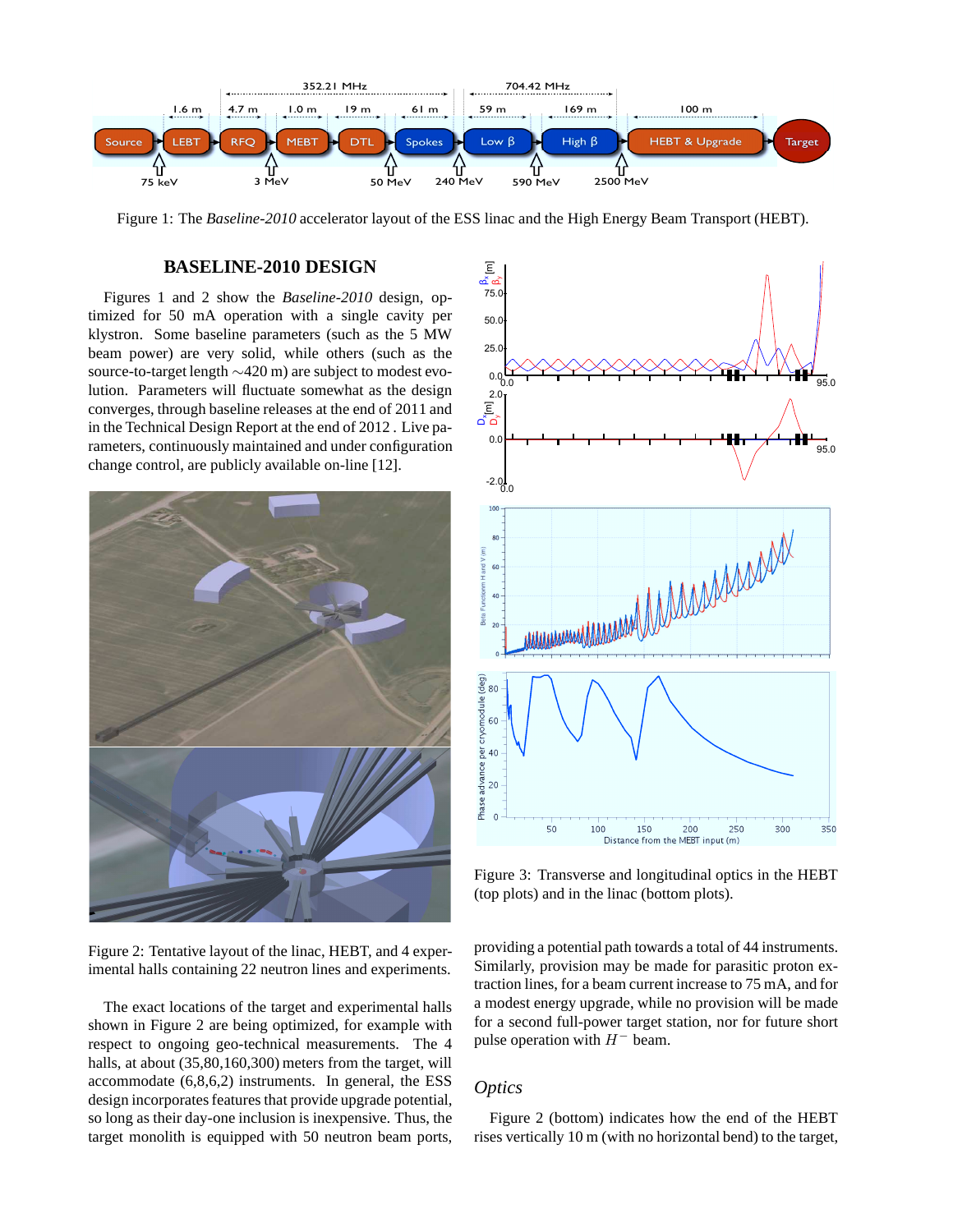Figure 1: The *Baseline-2010* accelerator layout of the ESS linac and the High Energy Beam Transport (HEBT).

## BASELINE-2010 DESIGN

Figures 1 and 2 show the *Baseline-2010* design, optimized for 50 mA operation with a single cavity per klystron. Some baseline parameters (such as the 5 MW beam power) are very solid, while others (such as the source-to-target length ∼420 m) are subject to modest evolution. Parameters will fluctuate somewhat as the design converges, through baseline releases at the end of 2011 and in the Technical Design Report at the end of 2012 . Live parameters, continuously maintained and under configuration change control, are publicly available on-line [12].

Figure 2: Tentative layout of the linac, HEBT, and 4 experimental halls containing 22 neutron lines and experiments.

The exact locations of the target and experimental halls shown in Figure 2 are being optimized, for example with respect to ongoing geo-technical measurements. The 4 halls, at about (35,80,160,300) meters from the target, will accommodate (6,8,6,2) instruments. In general, the ESS design incorporates features that provide upgrade potential, so long as their day-one inclusion is inexpensive. Thus, the target monolith is equipped with 50 neutron beam ports, providing a potential path towards a total of 44 instruments. Similarly, provision may be made for parasitic proton extraction lines, for a beam current increase to 75 mA, and for a modest energy upgrade, while no provision will be made for a second full-power target station, nor for future short pulse operation with $H^-$ beam.

Figure 3: Transverse and longitudinal optics in the HEBT (top plots) and in the linac (bottom plots).

### *Optics*

Figure 2 (bottom) indicates how the end of the HEBT rises vertically 10 m (with no horizontal bend) to the target,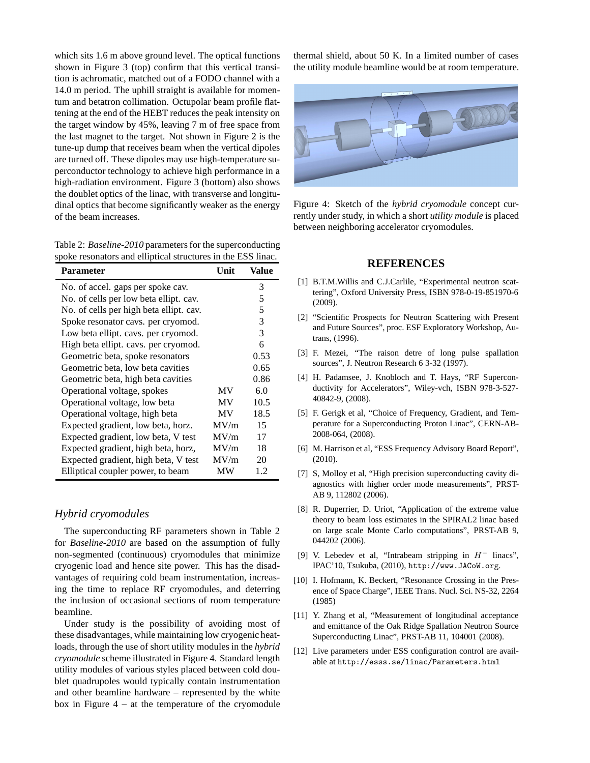which sits 1.6 m above ground level. The optical functions shown in Figure 3 (top) confirm that this vertical transition is achromatic, matched out of a FODO channel with a 14.0 m period. The uphill straight is available for momentum and betatron collimation. Octupolar beam profile flattening at the end of the HEBT reduces the peak intensity on the target window by 45%, leaving 7 m of free space from the last magnet to the target. Not shown in Figure 2 is the tune-up dump that receives beam when the vertical dipoles are turned off. These dipoles may use high-temperature superconductor technology to achieve high performance in a high-radiation environment. Figure 3 (bottom) also shows the doublet optics of the linac, with transverse and longitudinal optics that become significantly weaker as the energy of the beam increases.

Table 2: *Baseline-2010* parameters for the superconducting spoke resonators and elliptical structures in the ESS linac.

| Parameter | Unit | Value |
|---|---|---|
| No. of accel. gaps per spoke cav. | | 3 |
| No. of cells per low beta ellipt. cav. | | 5 |
| No. of cells per high beta ellipt. cav. | | 5 |
| Spoke resonator cavs. per cryomod. | | 3 |
| Low beta ellipt. cavs. per cryomod. | | 3 |
| High beta ellipt. cavs. per cryomod. | | 6 |
| Geometric beta, spoke resonators | | 0.53 |
| Geometric beta, low beta cavities | | 0.65 |
| Geometric beta, high beta cavities | | 0.86 |
| Operational voltage, spokes | MV | 6.0 |
| Operational voltage, low beta | MV | 10.5 |
| Operational voltage, high beta | MV | 18.5 |
| Expected gradient, low beta, horz. | MV/m | 15 |
| Expected gradient, low beta, V test | MV/m | 17 |
| Expected gradient, high beta, horz, | MV/m | 18 |
| Expected gradient, high beta, V test | MV/m | 20 |
| Elliptical coupler power, to beam | MW | 1.2 |

### *Hybrid cryomodules*

The superconducting RF parameters shown in Table 2 for *Baseline-2010* are based on the assumption of fully non-segmented (continuous) cryomodules that minimize cryogenic load and hence site power. This has the disadvantages of requiring cold beam instrumentation, increasing the time to replace RF cryomodules, and deterring the inclusion of occasional sections of room temperature beamline.

Under study is the possibility of avoiding most of these disadvantages, while maintaining low cryogenic heatloads, through the use of short utility modules in the *hybrid cryomodule* scheme illustrated in Figure 4. Standard length utility modules of various styles placed between cold doublet quadrupoles would typically contain instrumentation and other beamline hardware – represented by the white box in Figure 4 – at the temperature of the cryomodule thermal shield, about 50 K. In a limited number of cases the utility module beamline would be at room temperature.

Figure 4: Sketch of the *hybrid cryomodule* concept currently under study, in which a short *utility module* is placed between neighboring accelerator cryomodules.

## REFERENCES

[1] B.T.M.Willis and C.J.Carlile, "Experimental neutron scattering", Oxford University Press, ISBN 978-0-19-851970-6 (2009).

[2] "Scientific Prospects for Neutron Scattering with Present and Future Sources", proc. ESF Exploratory Workshop, Autrans, (1996).

[3] F. Mezei, "The raison detre of long pulse spallation sources", J. Neutron Research 6 3-32 (1997).

[4] H. Padamsee, J. Knobloch and T. Hays, "RF Superconductivity for Accelerators", Wiley-vch, ISBN 978-3-527-40842-9, (2008).

[5] F. Gerigk et al, "Choice of Frequency, Gradient, and Temperature for a Superconducting Proton Linac", CERN-AB-2008-064, (2008).

[6] M. Harrison et al, "ESS Frequency Advisory Board Report", (2010).

[7] S, Molloy et al, "High precision superconducting cavity diagnostics with higher order mode measurements", PRST-AB 9, 112802 (2006).

[8] R. Duperrier, D. Uriot, "Application of the extreme value theory to beam loss estimates in the SPIRAL2 linac based on large scale Monte Carlo computations", PRST-AB 9, 044202 (2006).

[9] V. Lebedev et al, "Intrabeam stripping in $H^-$ linacs", IPAC'10, Tsukuba, (2010), http://www.JACoW.org.

[10] I. Hofmann, K. Beckert, "Resonance Crossing in the Presence of Space Charge", IEEE Trans. Nucl. Sci. NS-32, 2264 (1985)

[11] Y. Zhang et al, "Measurement of longitudinal acceptance and emittance of the Oak Ridge Spallation Neutron Source Superconducting Linac", PRST-AB 11, 104001 (2008).

[12] Live parameters under ESS configuration control are available at http://esss.se/linac/Parameters.html